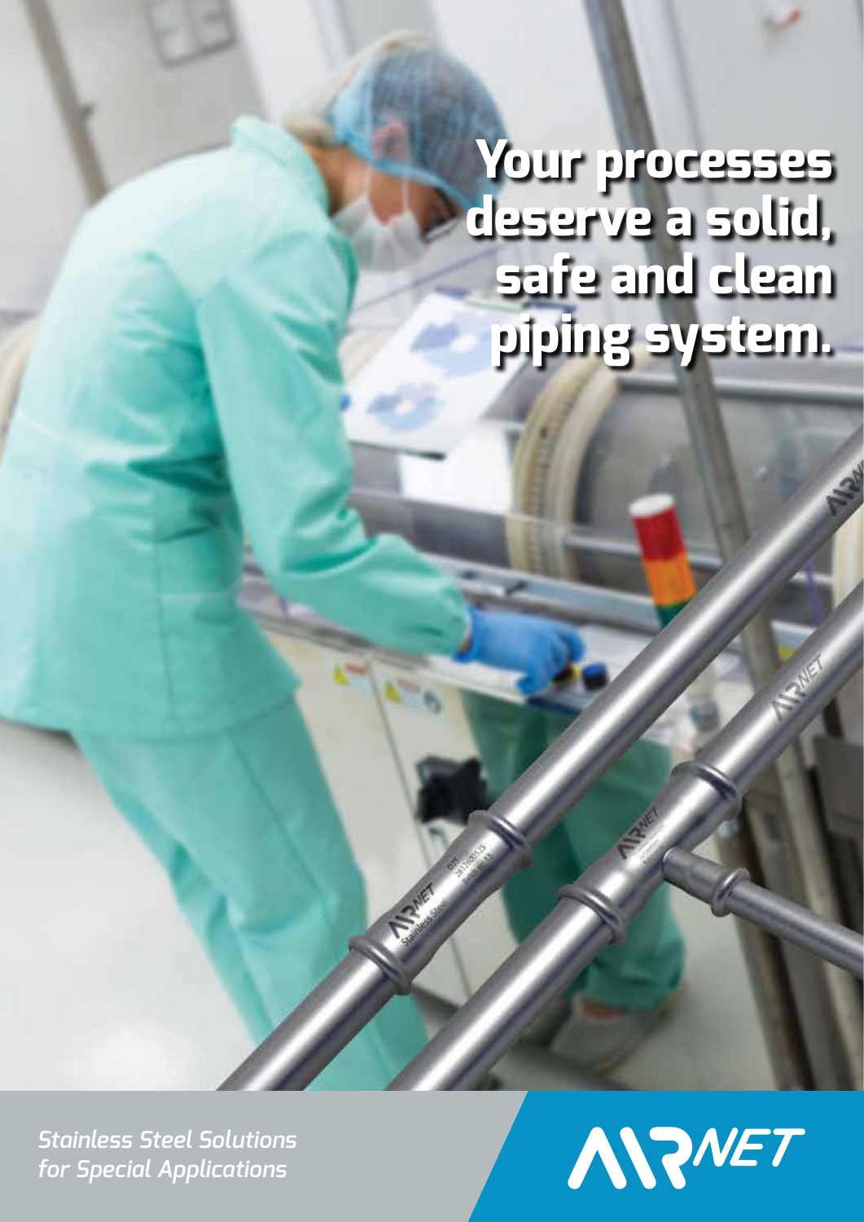# Your processes deserve a solid, safe and clean piping system.

*Stainless Steel Solutions for Special Applications*

AIRNET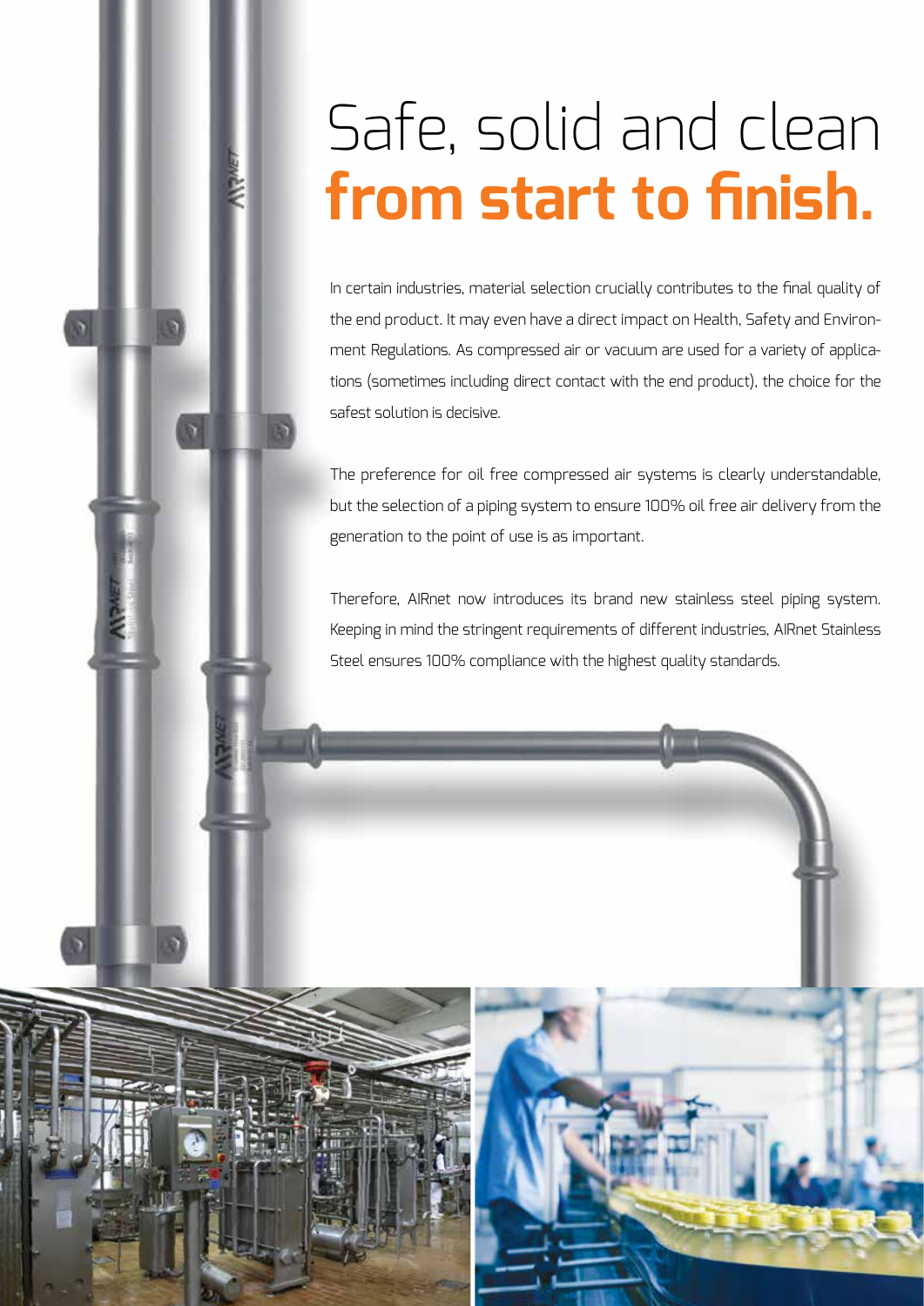# Safe, solid and clean **from start to finish.**

In certain industries, material selection crucially contributes to the final quality of the end product. It may even have a direct impact on Health, Safety and Environment Regulations. As compressed air or vacuum are used for a variety of applications (sometimes including direct contact with the end product), the choice for the safest solution is decisive.

The preference for oil free compressed air systems is clearly understandable, but the selection of a piping system to ensure 100% oil free air delivery from the generation to the point of use is as important.

Therefore, AIRnet now introduces its brand new stainless steel piping system. Keeping in mind the stringent requirements of different industries, AIRnet Stainless Steel ensures 100% compliance with the highest quality standards.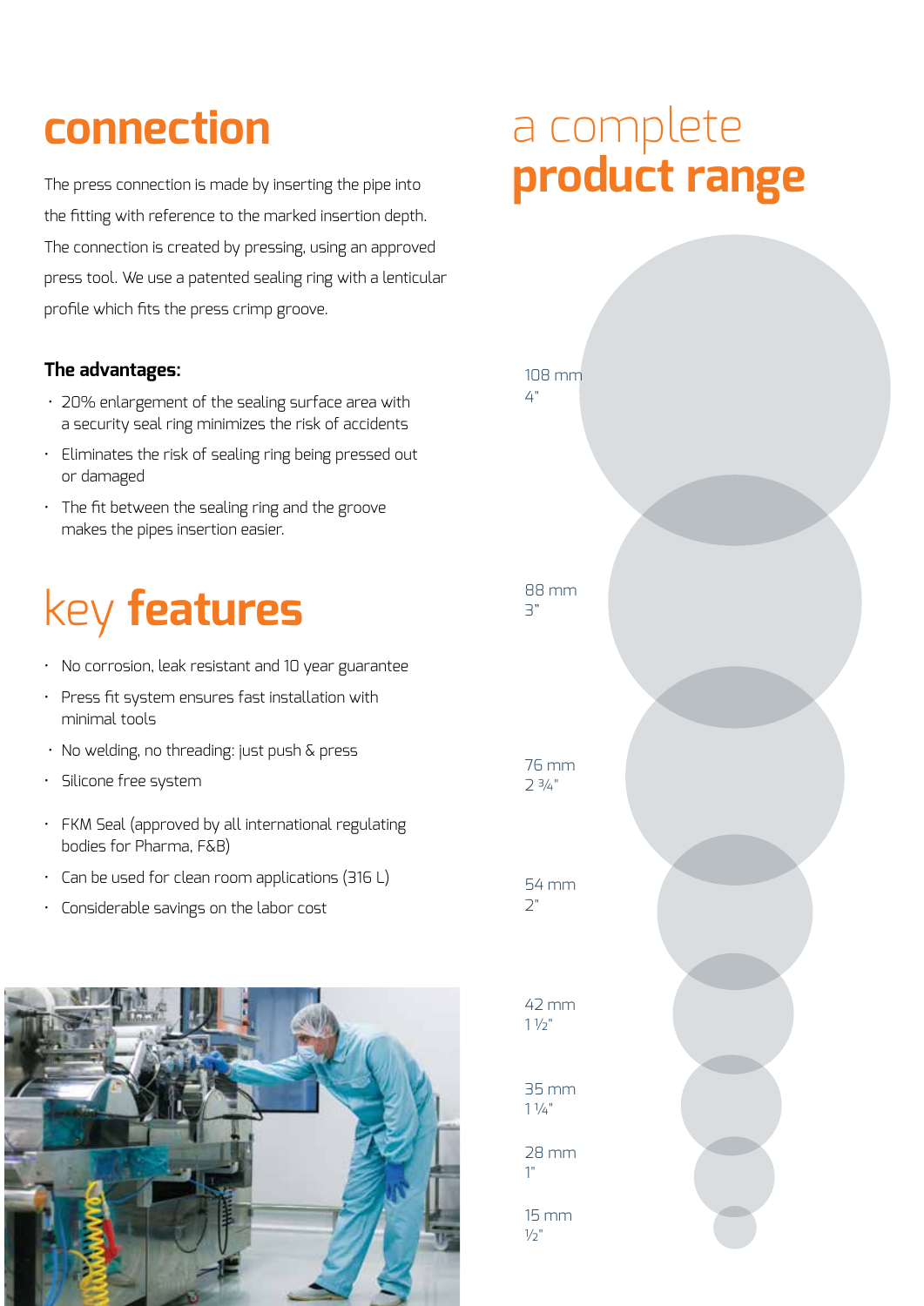# connection

The press connection is made by inserting the pipe into the fitting with reference to the marked insertion depth. The connection is created by pressing, using an approved press tool. We use a patented sealing ring with a lenticular profile which fits the press crimp groove.

**The advantages:**

- 20% enlargement of the sealing surface area with a security seal ring minimizes the risk of accidents
- Eliminates the risk of sealing ring being pressed out or damaged
- The fit between the sealing ring and the groove makes the pipes insertion easier.

# key **features**

- No corrosion, leak resistant and 10 year guarantee
- Press fit system ensures fast installation with minimal tools
- No welding, no threading: just push & press
- Silicone free system
- FKM Seal (approved by all international regulating bodies for Pharma, F&B)
- Can be used for clean room applications (316 L)
- Considerable savings on the labor cost

# a complete **product range**

108 mm
4"

88 mm
3"

76 mm
2 ¾"

54 mm
2"

42 mm
1 ½"

35 mm
1 ¼"

28 mm
1"

15 mm
½"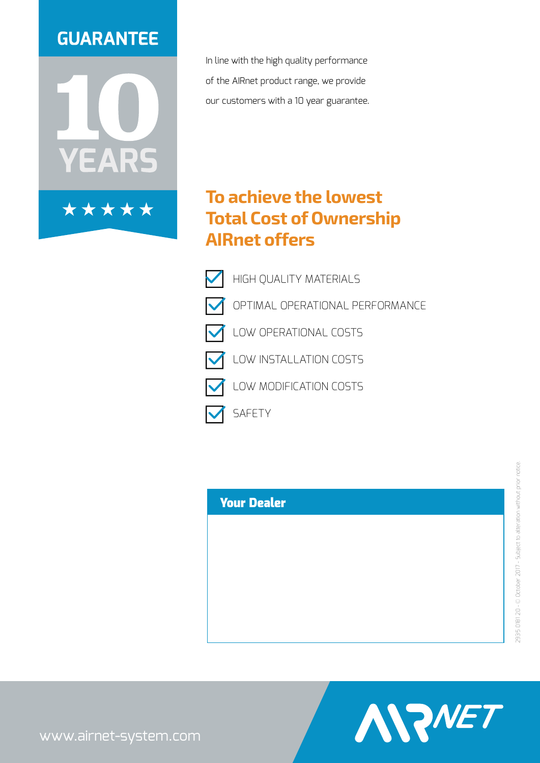**GUARANTEE**

**10 YEARS**

★★★★★

In line with the high quality performance of the AIRnet product range, we provide our customers with a 10 year guarantee.

## To achieve the lowest Total Cost of Ownership AIRnet offers

- HIGH QUALITY MATERIALS
- OPTIMAL OPERATIONAL PERFORMANCE
- LOW OPERATIONAL COSTS
- LOW INSTALLATION COSTS
- LOW MODIFICATION COSTS
- SAFETY

**Your Dealer**

2935 0181 20 - © October 2017 - Subject to alteration without prior notice.

www.airnet-system.com

AIRNET